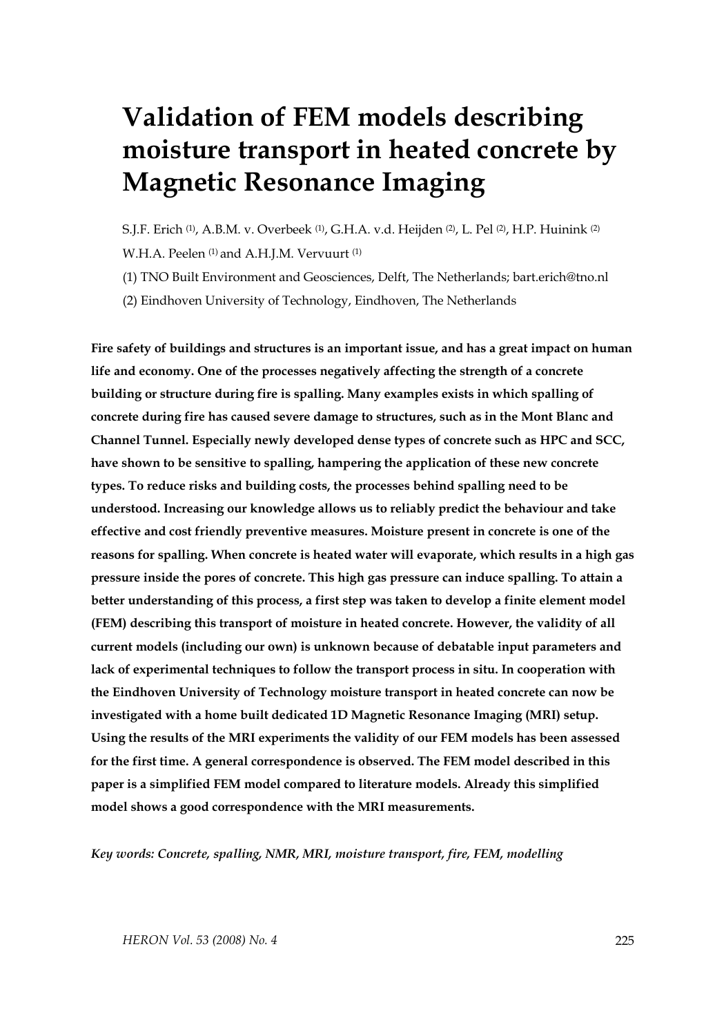# Validation of FEM models describing moisture transport in heated concrete by Magnetic Resonance Imaging

S.J.F. Erich [(1)], A.B.M. v. Overbeek [(1)], G.H.A. v.d. Heijden [(2)], L. Pel [(2)], H.P. Huinink [(2)] W.H.A. Peelen [(1)] and A.H.J.M. Vervuurt [(1)]

(1) TNO Built Environment and Geosciences, Delft, The Netherlands; bart.erich@tno.nl

(2) Eindhoven University of Technology, Eindhoven, The Netherlands

**Fire safety of buildings and structures is an important issue, and has a great impact on human life and economy. One of the processes negatively affecting the strength of a concrete building or structure during fire is spalling. Many examples exists in which spalling of concrete during fire has caused severe damage to structures, such as in the Mont Blanc and Channel Tunnel. Especially newly developed dense types of concrete such as HPC and SCC, have shown to be sensitive to spalling, hampering the application of these new concrete types. To reduce risks and building costs, the processes behind spalling need to be understood. Increasing our knowledge allows us to reliably predict the behaviour and take effective and cost friendly preventive measures. Moisture present in concrete is one of the reasons for spalling. When concrete is heated water will evaporate, which results in a high gas pressure inside the pores of concrete. This high gas pressure can induce spalling. To attain a better understanding of this process, a first step was taken to develop a finite element model (FEM) describing this transport of moisture in heated concrete. However, the validity of all current models (including our own) is unknown because of debatable input parameters and lack of experimental techniques to follow the transport process in situ. In cooperation with the Eindhoven University of Technology moisture transport in heated concrete can now be investigated with a home built dedicated 1D Magnetic Resonance Imaging (MRI) setup. Using the results of the MRI experiments the validity of our FEM models has been assessed for the first time. A general correspondence is observed. The FEM model described in this paper is a simplified FEM model compared to literature models. Already this simplified model shows a good correspondence with the MRI measurements.**

*Key words: Concrete, spalling, NMR, MRI, moisture transport, fire, FEM, modelling*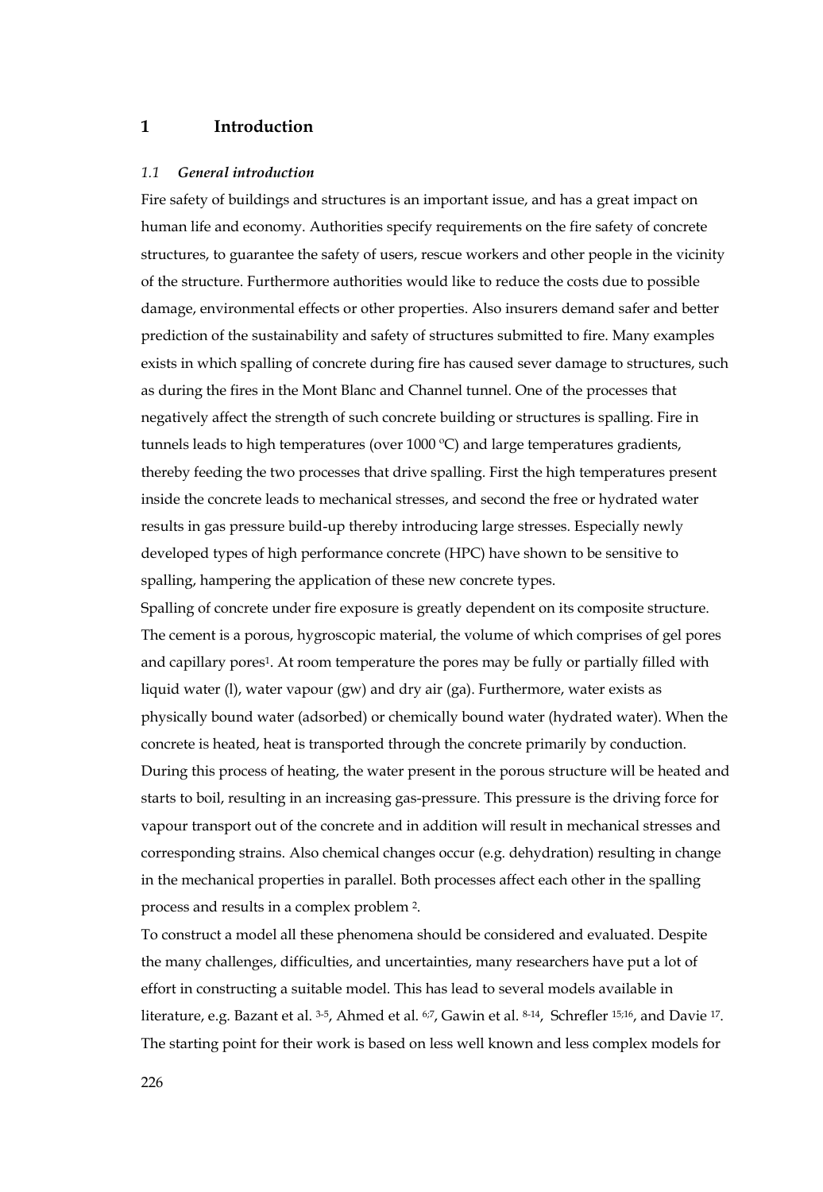# 1 Introduction

### *1.1 General introduction*

Fire safety of buildings and structures is an important issue, and has a great impact on human life and economy. Authorities specify requirements on the fire safety of concrete structures, to guarantee the safety of users, rescue workers and other people in the vicinity of the structure. Furthermore authorities would like to reduce the costs due to possible damage, environmental effects or other properties. Also insurers demand safer and better prediction of the sustainability and safety of structures submitted to fire. Many examples exists in which spalling of concrete during fire has caused sever damage to structures, such as during the fires in the Mont Blanc and Channel tunnel. One of the processes that negatively affect the strength of such concrete building or structures is spalling. Fire in tunnels leads to high temperatures (over 1000 ºC) and large temperatures gradients, thereby feeding the two processes that drive spalling. First the high temperatures present inside the concrete leads to mechanical stresses, and second the free or hydrated water results in gas pressure build-up thereby introducing large stresses. Especially newly developed types of high performance concrete (HPC) have shown to be sensitive to spalling, hampering the application of these new concrete types.

Spalling of concrete under fire exposure is greatly dependent on its composite structure. The cement is a porous, hygroscopic material, the volume of which comprises of gel pores and capillary pores[1]. At room temperature the pores may be fully or partially filled with liquid water (l), water vapour (gw) and dry air (ga). Furthermore, water exists as physically bound water (adsorbed) or chemically bound water (hydrated water). When the concrete is heated, heat is transported through the concrete primarily by conduction. During this process of heating, the water present in the porous structure will be heated and starts to boil, resulting in an increasing gas-pressure. This pressure is the driving force for vapour transport out of the concrete and in addition will result in mechanical stresses and corresponding strains. Also chemical changes occur (e.g. dehydration) resulting in change in the mechanical properties in parallel. Both processes affect each other in the spalling process and results in a complex problem [2].

To construct a model all these phenomena should be considered and evaluated. Despite the many challenges, difficulties, and uncertainties, many researchers have put a lot of effort in constructing a suitable model. This has lead to several models available in literature, e.g. Bazant et al. [3-5], Ahmed et al. [6;7], Gawin et al. [8-14], Schrefler [15;16], and Davie [17]. The starting point for their work is based on less well known and less complex models for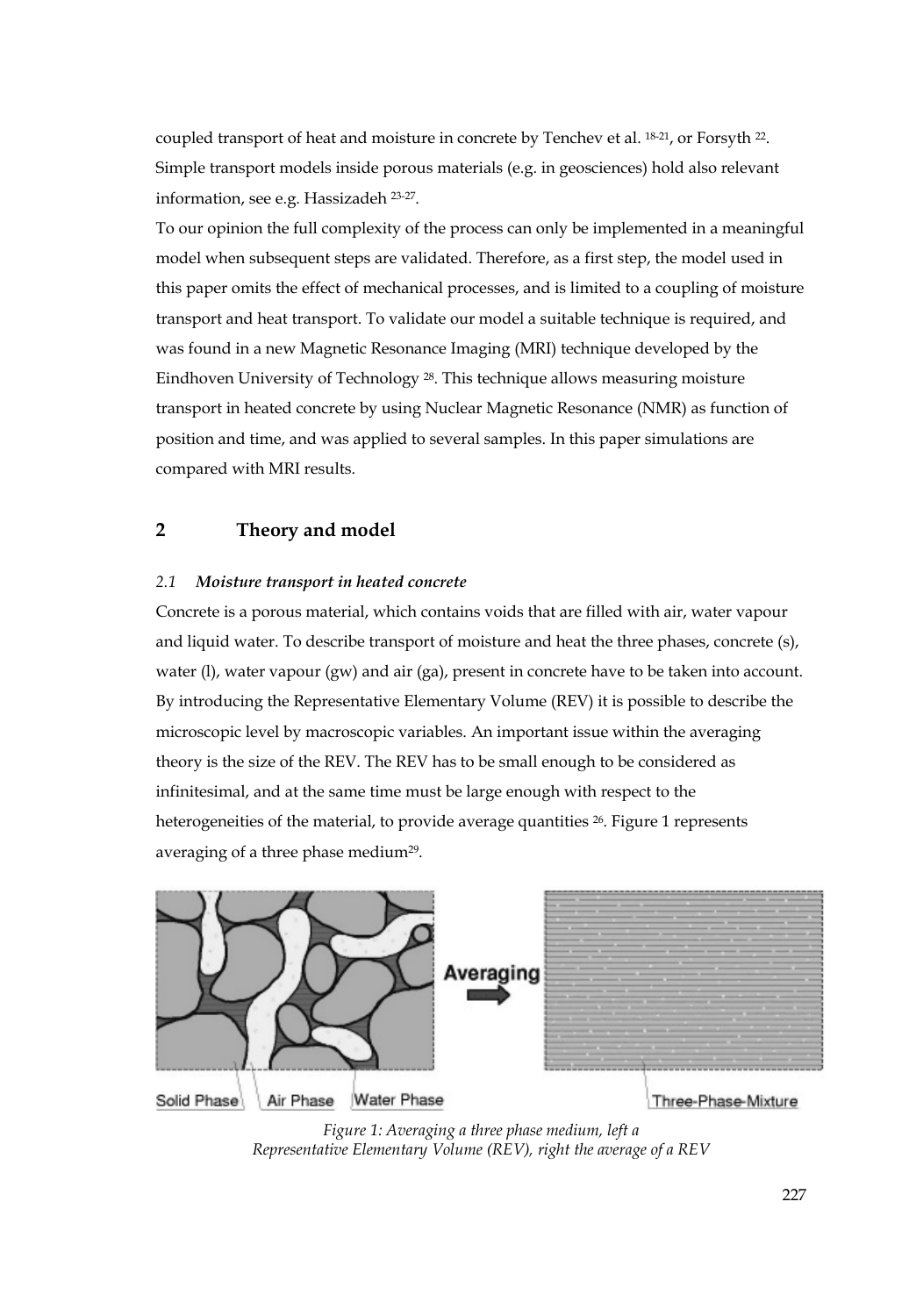coupled transport of heat and moisture in concrete by Tenchev et al. [18-21], or Forsyth [22]. Simple transport models inside porous materials (e.g. in geosciences) hold also relevant information, see e.g. Hassizadeh [23-27].

To our opinion the full complexity of the process can only be implemented in a meaningful model when subsequent steps are validated. Therefore, as a first step, the model used in this paper omits the effect of mechanical processes, and is limited to a coupling of moisture transport and heat transport. To validate our model a suitable technique is required, and was found in a new Magnetic Resonance Imaging (MRI) technique developed by the Eindhoven University of Technology [28]. This technique allows measuring moisture transport in heated concrete by using Nuclear Magnetic Resonance (NMR) as function of position and time, and was applied to several samples. In this paper simulations are compared with MRI results.

## 2 Theory and model

### 2.1 *Moisture transport in heated concrete*

Concrete is a porous material, which contains voids that are filled with air, water vapour and liquid water. To describe transport of moisture and heat the three phases, concrete (s), water (l), water vapour (gw) and air (ga), present in concrete have to be taken into account. By introducing the Representative Elementary Volume (REV) it is possible to describe the microscopic level by macroscopic variables. An important issue within the averaging theory is the size of the REV. The REV has to be small enough to be considered as infinitesimal, and at the same time must be large enough with respect to the heterogeneities of the material, to provide average quantities [26]. Figure 1 represents averaging of a three phase medium[29].

Solid Phase Air Phase Water Phase Averaging Three-Phase-Mixture

*Figure 1: Averaging a three phase medium, left a Representative Elementary Volume (REV), right the average of a REV*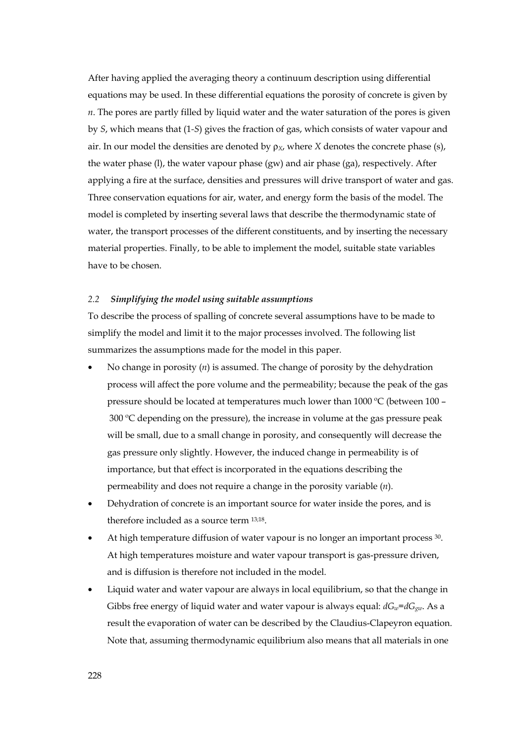After having applied the averaging theory a continuum description using differential equations may be used. In these differential equations the porosity of concrete is given by $n$. The pores are partly filled by liquid water and the water saturation of the pores is given by $S$, which means that $(1-S)$ gives the fraction of gas, which consists of water vapour and air. In our model the densities are denoted by $\rho_X$, where $X$ denotes the concrete phase (s), the water phase (l), the water vapour phase (gw) and air phase (ga), respectively. After applying a fire at the surface, densities and pressures will drive transport of water and gas. Three conservation equations for air, water, and energy form the basis of the model. The model is completed by inserting several laws that describe the thermodynamic state of water, the transport processes of the different constituents, and by inserting the necessary material properties. Finally, to be able to implement the model, suitable state variables have to be chosen.

### 2.2 *Simplifying the model using suitable assumptions*

To describe the process of spalling of concrete several assumptions have to be made to simplify the model and limit it to the major processes involved. The following list summarizes the assumptions made for the model in this paper.

- No change in porosity ($n$) is assumed. The change of porosity by the dehydration process will affect the pore volume and the permeability; because the peak of the gas pressure should be located at temperatures much lower than 1000 °C (between 100 – 300 °C depending on the pressure), the increase in volume at the gas pressure peak will be small, due to a small change in porosity, and consequently will decrease the gas pressure only slightly. However, the induced change in permeability is of importance, but that effect is incorporated in the equations describing the permeability and does not require a change in the porosity variable ($n$).
- Dehydration of concrete is an important source for water inside the pores, and is therefore included as a source term [13;18].
- At high temperature diffusion of water vapour is no longer an important process [30]. At high temperatures moisture and water vapour transport is gas-pressure driven, and is diffusion is therefore not included in the model.
- Liquid water and water vapour are always in local equilibrium, so that the change in Gibbs free energy of liquid water and water vapour is always equal: $dG_w=dG_{gw}$. As a result the evaporation of water can be described by the Claudius-Clapeyron equation. Note that, assuming thermodynamic equilibrium also means that all materials in one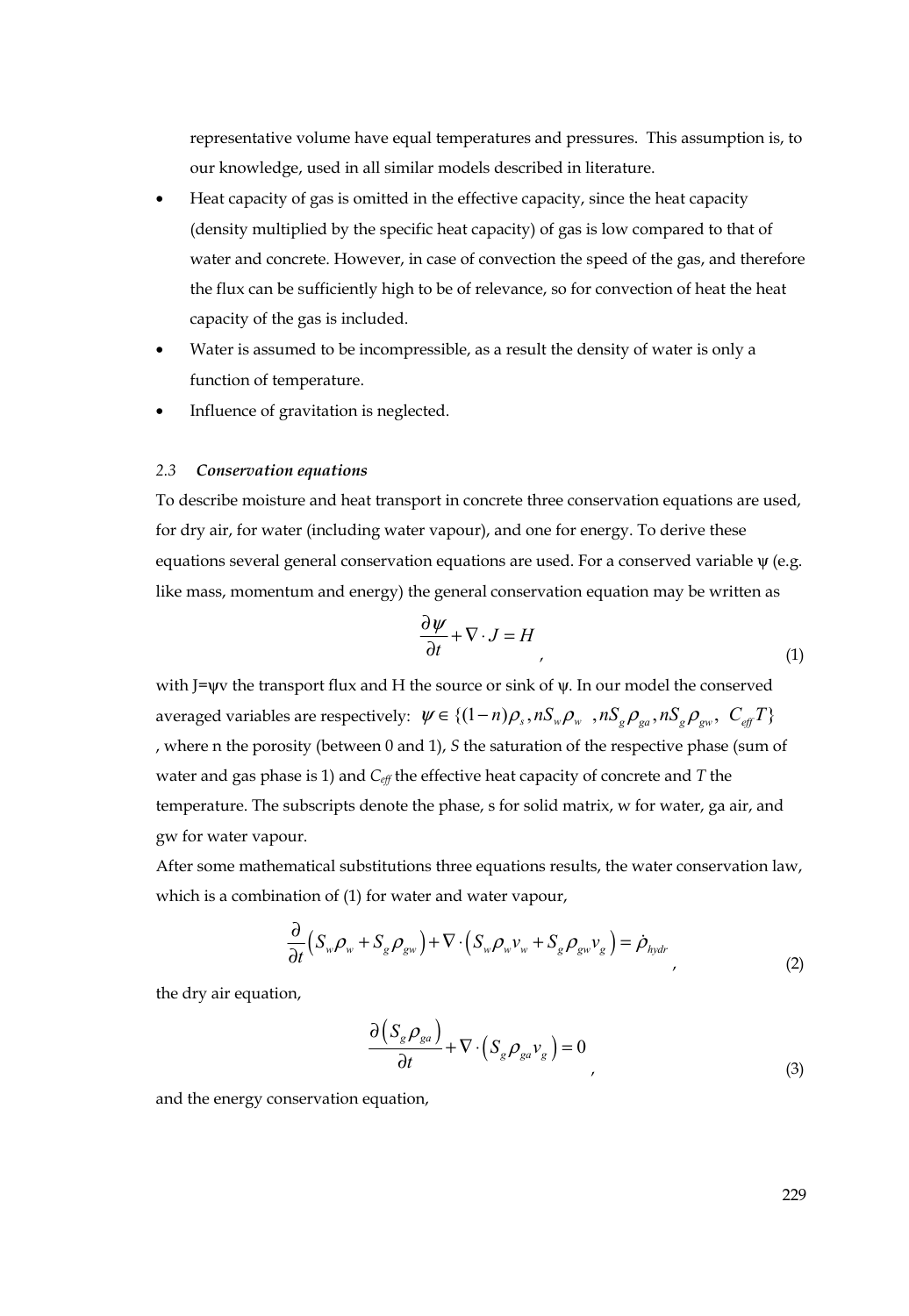representative volume have equal temperatures and pressures. This assumption is, to our knowledge, used in all similar models described in literature.

- Heat capacity of gas is omitted in the effective capacity, since the heat capacity (density multiplied by the specific heat capacity) of gas is low compared to that of water and concrete. However, in case of convection the speed of the gas, and therefore the flux can be sufficiently high to be of relevance, so for convection of heat the heat capacity of the gas is included.
- Water is assumed to be incompressible, as a result the density of water is only a function of temperature.
- Influence of gravitation is neglected.

### *2.3 Conservation equations*

To describe moisture and heat transport in concrete three conservation equations are used, for dry air, for water (including water vapour), and one for energy. To derive these equations several general conservation equations are used. For a conserved variable ψ (e.g. like mass, momentum and energy) the general conservation equation may be written as

$$\frac{\partial \psi}{\partial t} + \nabla \cdot J = H \quad , \tag{1}$$

with $J=\psi v$ the transport flux and H the source or sink of ψ. In our model the conserved averaged variables are respectively: $\psi \in \{(1-n)\rho_s, nS_w\rho_w \ , nS_g\rho_{ga}, nS_g\rho_{gw}, \ C_{eff}T\}$ , where n the porosity (between 0 and 1), $S$ the saturation of the respective phase (sum of water and gas phase is 1) and $C_{eff}$ the effective heat capacity of concrete and $T$ the temperature. The subscripts denote the phase, s for solid matrix, w for water, ga air, and gw for water vapour.

After some mathematical substitutions three equations results, the water conservation law, which is a combination of (1) for water and water vapour,

$$\frac{\partial}{\partial t}\left(S_w\rho_w + S_g\rho_{gw}\right) + \nabla \cdot \left(S_w\rho_w v_w + S_g\rho_{gw} v_g\right) = \dot{\rho}_{hydr} \quad , \tag{2}$$

the dry air equation,

$$\frac{\partial\left(S_g\rho_{ga}\right)}{\partial t} + \nabla \cdot \left(S_g\rho_{ga} v_g\right) = 0 \quad , \tag{3}$$

and the energy conservation equation,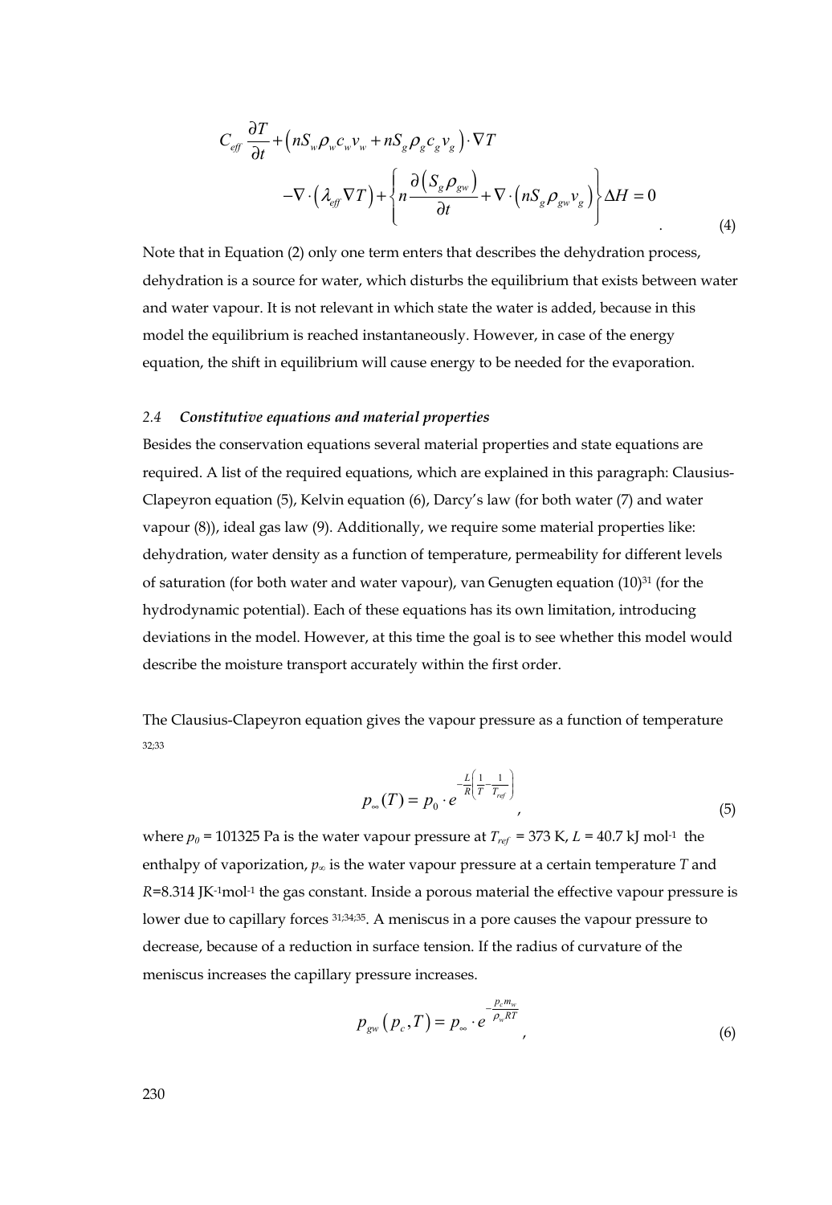$$C_{eff}\frac{\partial T}{\partial t}+\left(nS_w\rho_w c_w v_w + nS_g\rho_g c_g v_g\right)\cdot\nabla T - \nabla\cdot\left(\lambda_{eff}\nabla T\right)+\left\{n\frac{\partial\left(S_g\rho_{gw}\right)}{\partial t}+\nabla\cdot\left(nS_g\rho_{gw}v_g\right)\right\}\Delta H = 0 \quad (4)$$

Note that in Equation (2) only one term enters that describes the dehydration process, dehydration is a source for water, which disturbs the equilibrium that exists between water and water vapour. It is not relevant in which state the water is added, because in this model the equilibrium is reached instantaneously. However, in case of the energy equation, the shift in equilibrium will cause energy to be needed for the evaporation.

### 2.4 *Constitutive equations and material properties*

Besides the conservation equations several material properties and state equations are required. A list of the required equations, which are explained in this paragraph: Clausius-Clapeyron equation (5), Kelvin equation (6), Darcy's law (for both water (7) and water vapour (8)), ideal gas law (9). Additionally, we require some material properties like: dehydration, water density as a function of temperature, permeability for different levels of saturation (for both water and water vapour), van Genugten equation (10)[31] (for the hydrodynamic potential). Each of these equations has its own limitation, introducing deviations in the model. However, at this time the goal is to see whether this model would describe the moisture transport accurately within the first order.

The Clausius-Clapeyron equation gives the vapour pressure as a function of temperature [32;33]

$$p_\infty(T) = p_0\cdot e^{-\frac{L}{R}\left(\frac{1}{T}-\frac{1}{T_{ref}}\right)}, \quad (5)$$

where $p_0$ = 101325 Pa is the water vapour pressure at $T_{ref}$ = 373 K, $L$ = 40.7 kJ mol$^{-1}$ the enthalpy of vaporization, $p_\infty$ is the water vapour pressure at a certain temperature $T$ and $R$=8.314 JK$^{-1}$mol$^{-1}$ the gas constant. Inside a porous material the effective vapour pressure is lower due to capillary forces [31;34;35]. A meniscus in a pore causes the vapour pressure to decrease, because of a reduction in surface tension. If the radius of curvature of the meniscus increases the capillary pressure increases.

$$p_{gw}\left(p_c,T\right) = p_\infty\cdot e^{-\frac{p_c m_w}{\rho_w RT}}, \quad (6)$$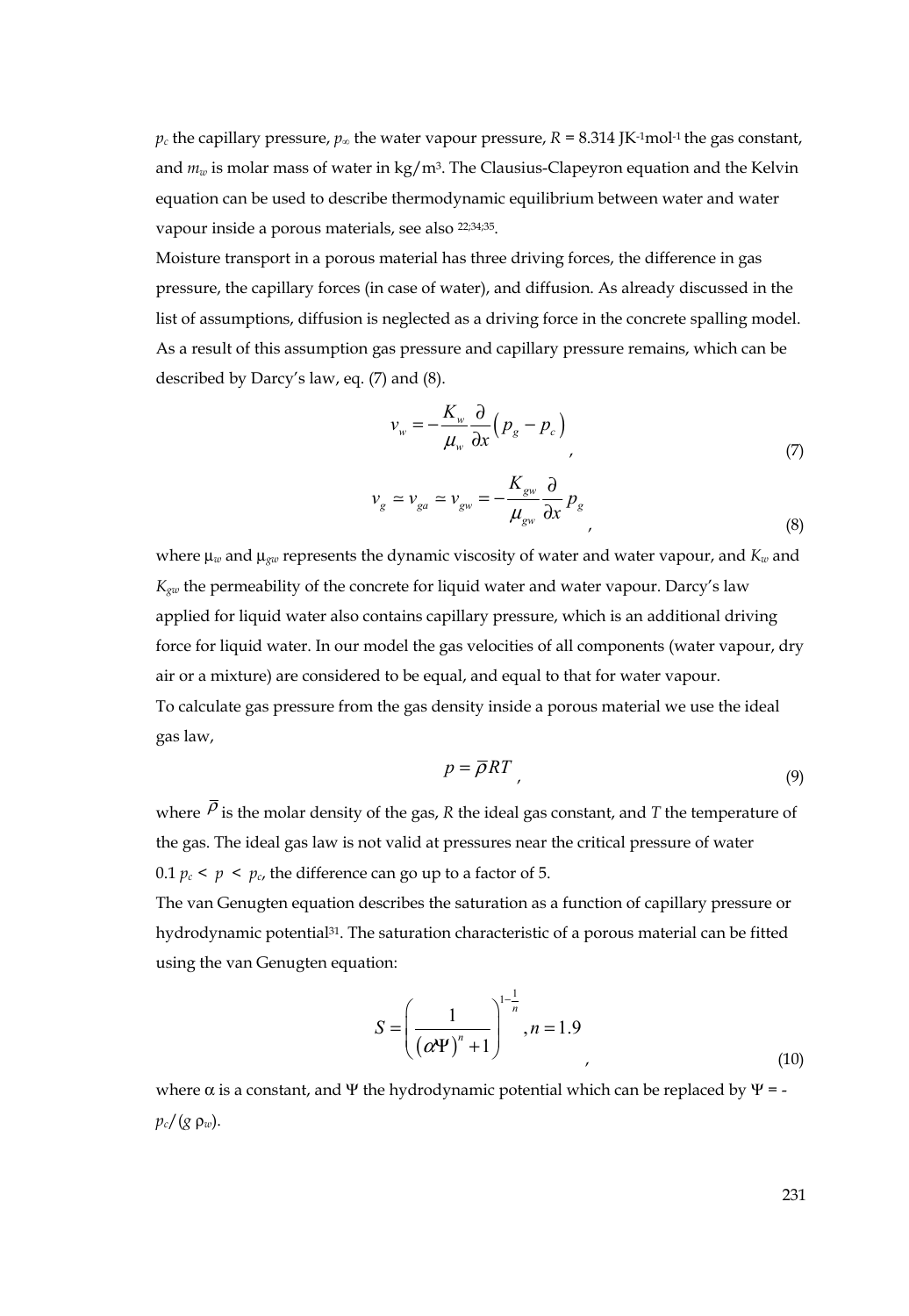$p_c$ the capillary pressure, $p_\infty$ the water vapour pressure, $R$ = 8.314 JK$^{-1}$mol$^{-1}$ the gas constant, and $m_w$ is molar mass of water in kg/m$^3$. The Clausius-Clapeyron equation and the Kelvin equation can be used to describe thermodynamic equilibrium between water and water vapour inside a porous materials, see also [22;34;35].

Moisture transport in a porous material has three driving forces, the difference in gas pressure, the capillary forces (in case of water), and diffusion. As already discussed in the list of assumptions, diffusion is neglected as a driving force in the concrete spalling model. As a result of this assumption gas pressure and capillary pressure remains, which can be described by Darcy's law, eq. (7) and (8).

$$v_w = -\frac{K_w}{\mu_w}\frac{\partial}{\partial x}\left(p_g - p_c\right), \tag{7}$$

$$v_g \simeq v_{ga} \simeq v_{gw} = -\frac{K_{gw}}{\mu_{gw}}\frac{\partial}{\partial x}p_g, \tag{8}$$

where $\mu_w$ and $\mu_{gw}$ represents the dynamic viscosity of water and water vapour, and $K_w$ and $K_{gw}$ the permeability of the concrete for liquid water and water vapour. Darcy's law applied for liquid water also contains capillary pressure, which is an additional driving force for liquid water. In our model the gas velocities of all components (water vapour, dry air or a mixture) are considered to be equal, and equal to that for water vapour.

To calculate gas pressure from the gas density inside a porous material we use the ideal gas law,

$$p = \bar{\rho}RT, \tag{9}$$

where $\bar{\rho}$ is the molar density of the gas, $R$ the ideal gas constant, and $T$ the temperature of the gas. The ideal gas law is not valid at pressures near the critical pressure of water $0.1\,p_c < p < p_c$, the difference can go up to a factor of 5.

The van Genugten equation describes the saturation as a function of capillary pressure or hydrodynamic potential[31]. The saturation characteristic of a porous material can be fitted using the van Genugten equation:

$$S = \left(\frac{1}{\left(\alpha\Psi\right)^n + 1}\right)^{1-\frac{1}{n}}, n = 1.9, \tag{10}$$

where $\alpha$ is a constant, and $\Psi$ the hydrodynamic potential which can be replaced by $\Psi = -p_c/(g\,\rho_w)$.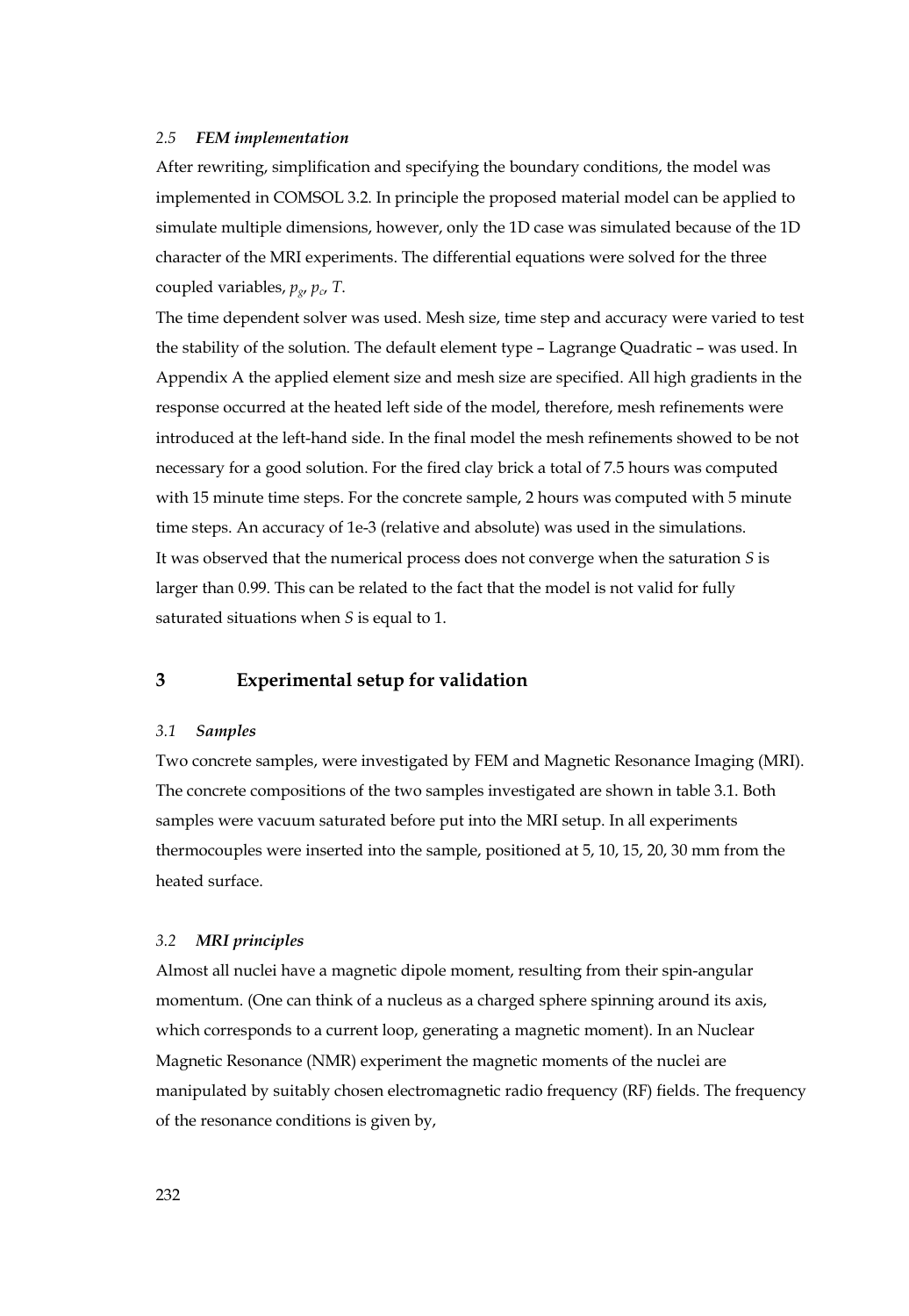### 2.5 *FEM implementation*

After rewriting, simplification and specifying the boundary conditions, the model was implemented in COMSOL 3.2. In principle the proposed material model can be applied to simulate multiple dimensions, however, only the 1D case was simulated because of the 1D character of the MRI experiments. The differential equations were solved for the three coupled variables, $p_g$, $p_c$, $T$.

The time dependent solver was used. Mesh size, time step and accuracy were varied to test the stability of the solution. The default element type – Lagrange Quadratic – was used. In Appendix A the applied element size and mesh size are specified. All high gradients in the response occurred at the heated left side of the model, therefore, mesh refinements were introduced at the left-hand side. In the final model the mesh refinements showed to be not necessary for a good solution. For the fired clay brick a total of 7.5 hours was computed with 15 minute time steps. For the concrete sample, 2 hours was computed with 5 minute time steps. An accuracy of 1e-3 (relative and absolute) was used in the simulations.

It was observed that the numerical process does not converge when the saturation *S* is larger than 0.99. This can be related to the fact that the model is not valid for fully saturated situations when *S* is equal to 1.

## 3 Experimental setup for validation

### 3.1 *Samples*

Two concrete samples, were investigated by FEM and Magnetic Resonance Imaging (MRI). The concrete compositions of the two samples investigated are shown in table 3.1. Both samples were vacuum saturated before put into the MRI setup. In all experiments thermocouples were inserted into the sample, positioned at 5, 10, 15, 20, 30 mm from the heated surface.

### 3.2 *MRI principles*

Almost all nuclei have a magnetic dipole moment, resulting from their spin-angular momentum. (One can think of a nucleus as a charged sphere spinning around its axis, which corresponds to a current loop, generating a magnetic moment). In an Nuclear Magnetic Resonance (NMR) experiment the magnetic moments of the nuclei are manipulated by suitably chosen electromagnetic radio frequency (RF) fields. The frequency of the resonance conditions is given by,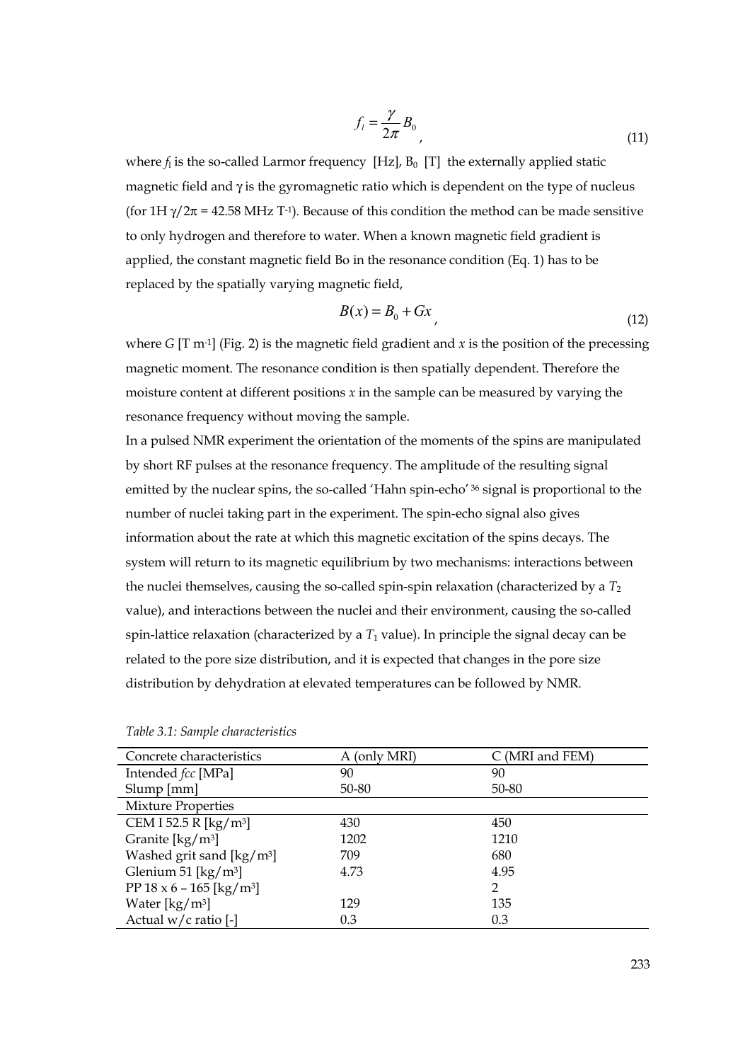$$f_l = \frac{\gamma}{2\pi} B_0 \quad (11)$$

where $f_l$ is the so-called Larmor frequency [Hz], $B_0$ [T] the externally applied static magnetic field and $\gamma$ is the gyromagnetic ratio which is dependent on the type of nucleus (for 1H $\gamma/2\pi$ = 42.58 MHz $T^{-1}$). Because of this condition the method can be made sensitive to only hydrogen and therefore to water. When a known magnetic field gradient is applied, the constant magnetic field Bo in the resonance condition (Eq. 1) has to be replaced by the spatially varying magnetic field,

$$B(x) = B_0 + Gx \quad (12)$$

where $G$ [T $m^{-1}$] (Fig. 2) is the magnetic field gradient and $x$ is the position of the precessing magnetic moment. The resonance condition is then spatially dependent. Therefore the moisture content at different positions $x$ in the sample can be measured by varying the resonance frequency without moving the sample.

In a pulsed NMR experiment the orientation of the moments of the spins are manipulated by short RF pulses at the resonance frequency. The amplitude of the resulting signal emitted by the nuclear spins, the so-called 'Hahn spin-echo' [36] signal is proportional to the number of nuclei taking part in the experiment. The spin-echo signal also gives information about the rate at which this magnetic excitation of the spins decays. The system will return to its magnetic equilibrium by two mechanisms: interactions between the nuclei themselves, causing the so-called spin-spin relaxation (characterized by a $T_2$ value), and interactions between the nuclei and their environment, causing the so-called spin-lattice relaxation (characterized by a $T_1$ value). In principle the signal decay can be related to the pore size distribution, and it is expected that changes in the pore size distribution by dehydration at elevated temperatures can be followed by NMR.

*Table 3.1: Sample characteristics*

| Concrete characteristics | A (only MRI) | C (MRI and FEM) |
|---|---|---|
| Intended *fcc* [MPa] | 90 | 90 |
| Slump [mm] | 50-80 | 50-80 |
| Mixture Properties | | |
| CEM I 52.5 R [kg/m$^3$] | 430 | 450 |
| Granite [kg/m$^3$] | 1202 | 1210 |
| Washed grit sand [kg/m$^3$] | 709 | 680 |
| Glenium 51 [kg/m$^3$] | 4.73 | 4.95 |
| PP 18 x 6 – 165 [kg/m$^3$] | | 2 |
| Water [kg/m$^3$] | 129 | 135 |
| Actual w/c ratio [-] | 0.3 | 0.3 |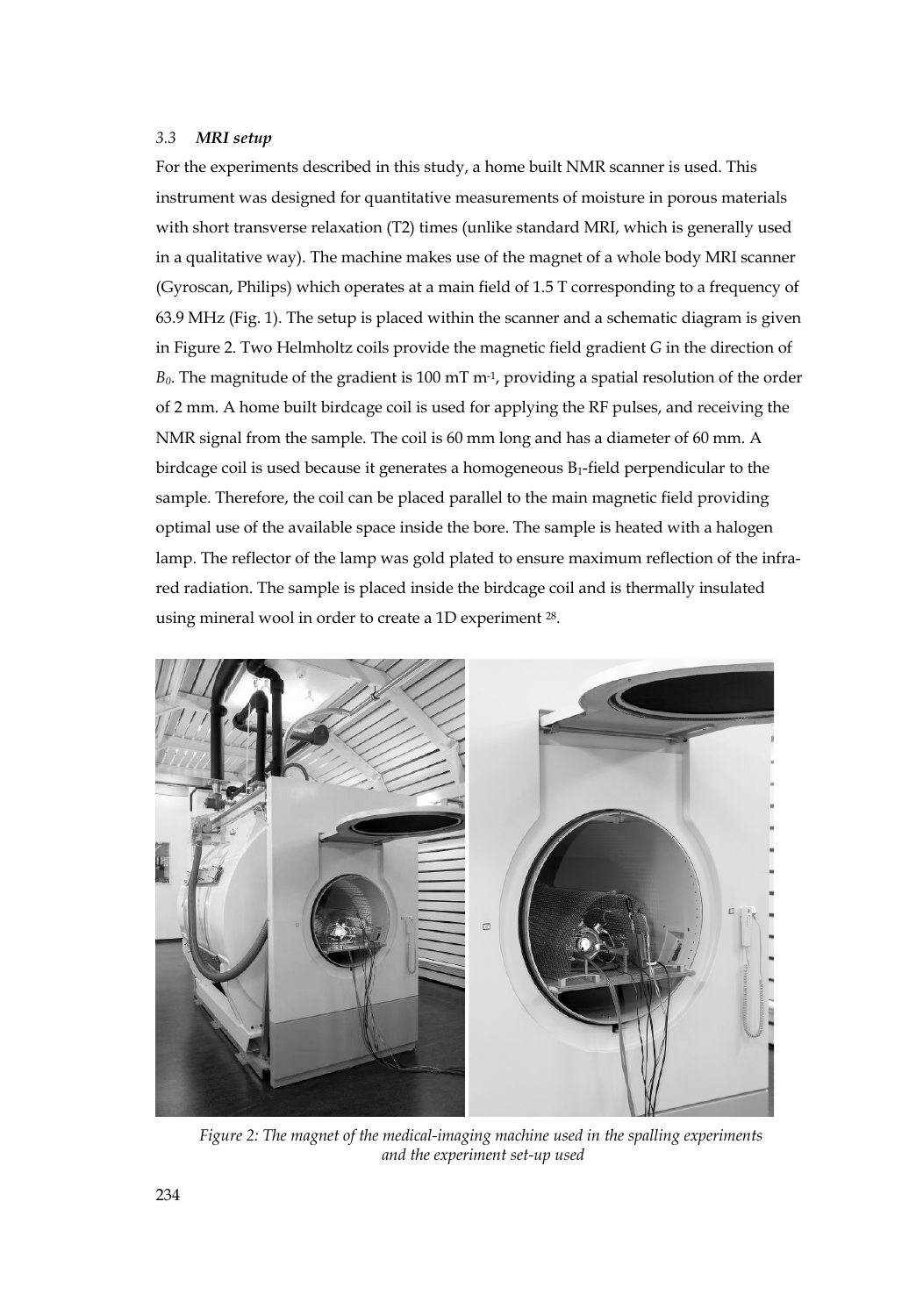### *3.3 MRI setup*

For the experiments described in this study, a home built NMR scanner is used. This instrument was designed for quantitative measurements of moisture in porous materials with short transverse relaxation (T2) times (unlike standard MRI, which is generally used in a qualitative way). The machine makes use of the magnet of a whole body MRI scanner (Gyroscan, Philips) which operates at a main field of 1.5 T corresponding to a frequency of 63.9 MHz (Fig. 1). The setup is placed within the scanner and a schematic diagram is given in Figure 2. Two Helmholtz coils provide the magnetic field gradient *G* in the direction of $B_0$. The magnitude of the gradient is 100 mT $m^{-1}$, providing a spatial resolution of the order of 2 mm. A home built birdcage coil is used for applying the RF pulses, and receiving the NMR signal from the sample. The coil is 60 mm long and has a diameter of 60 mm. A birdcage coil is used because it generates a homogeneous $B_1$-field perpendicular to the sample. Therefore, the coil can be placed parallel to the main magnetic field providing optimal use of the available space inside the bore. The sample is heated with a halogen lamp. The reflector of the lamp was gold plated to ensure maximum reflection of the infra-red radiation. The sample is placed inside the birdcage coil and is thermally insulated using mineral wool in order to create a 1D experiment [28].

*Figure 2: The magnet of the medical-imaging machine used in the spalling experiments and the experiment set-up used*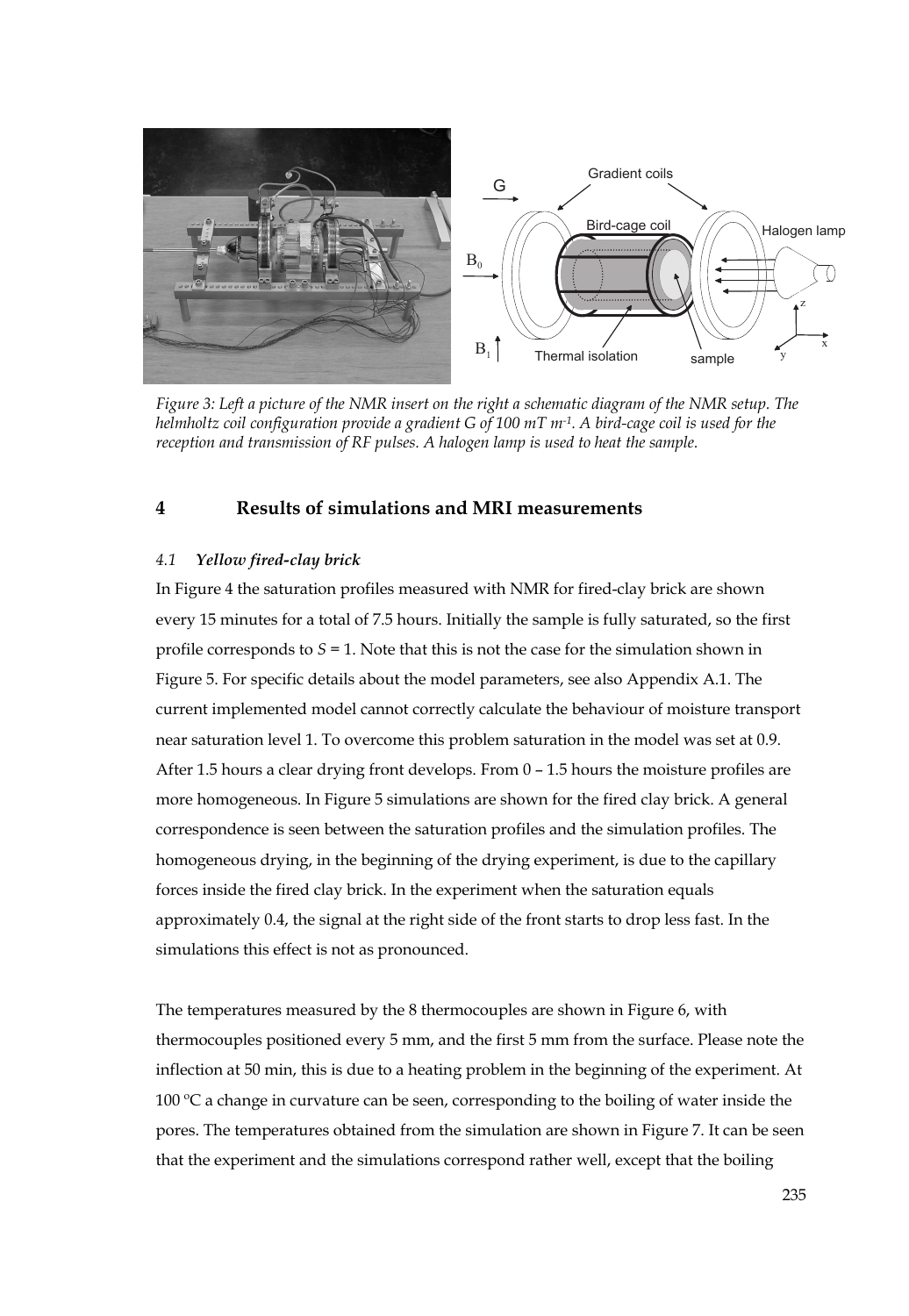*Figure 3: Left a picture of the NMR insert on the right a schematic diagram of the NMR setup. The helmholtz coil configuration provide a gradient G of 100 mT m$^{-1}$. A bird-cage coil is used for the reception and transmission of RF pulses. A halogen lamp is used to heat the sample.*

## 4 Results of simulations and MRI measurements

### *4.1 Yellow fired-clay brick*

In Figure 4 the saturation profiles measured with NMR for fired-clay brick are shown every 15 minutes for a total of 7.5 hours. Initially the sample is fully saturated, so the first profile corresponds to $S = 1$. Note that this is not the case for the simulation shown in Figure 5. For specific details about the model parameters, see also Appendix A.1. The current implemented model cannot correctly calculate the behaviour of moisture transport near saturation level 1. To overcome this problem saturation in the model was set at 0.9. After 1.5 hours a clear drying front develops. From 0 – 1.5 hours the moisture profiles are more homogeneous. In Figure 5 simulations are shown for the fired clay brick. A general correspondence is seen between the saturation profiles and the simulation profiles. The homogeneous drying, in the beginning of the drying experiment, is due to the capillary forces inside the fired clay brick. In the experiment when the saturation equals approximately 0.4, the signal at the right side of the front starts to drop less fast. In the simulations this effect is not as pronounced.

The temperatures measured by the 8 thermocouples are shown in Figure 6, with thermocouples positioned every 5 mm, and the first 5 mm from the surface. Please note the inflection at 50 min, this is due to a heating problem in the beginning of the experiment. At 100 °C a change in curvature can be seen, corresponding to the boiling of water inside the pores. The temperatures obtained from the simulation are shown in Figure 7. It can be seen that the experiment and the simulations correspond rather well, except that the boiling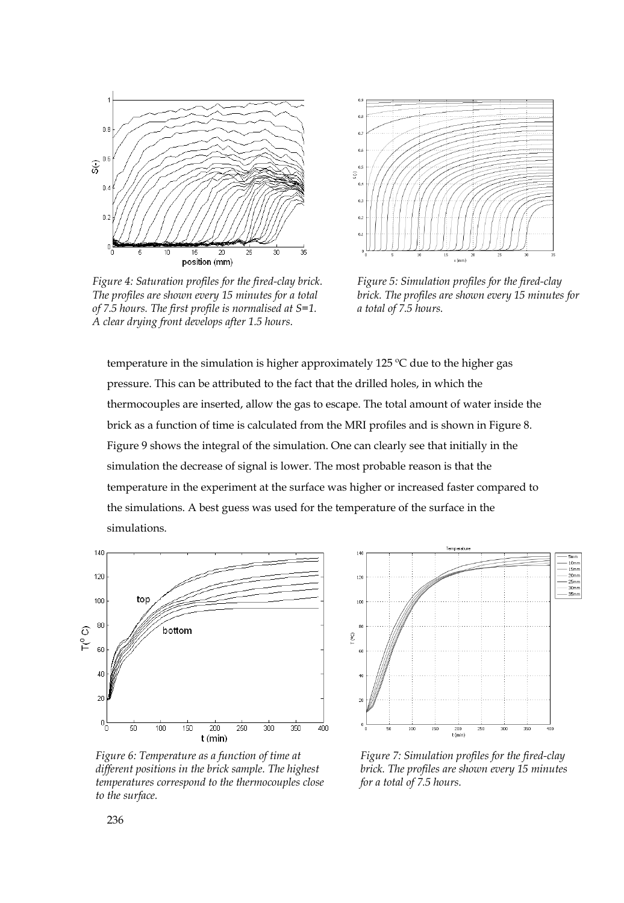*Figure 4: Saturation profiles for the fired-clay brick. The profiles are shown every 15 minutes for a total of 7.5 hours. The first profile is normalised at S=1. A clear drying front develops after 1.5 hours.*

*Figure 5: Simulation profiles for the fired-clay brick. The profiles are shown every 15 minutes for a total of 7.5 hours.*

temperature in the simulation is higher approximately 125 °C due to the higher gas pressure. This can be attributed to the fact that the drilled holes, in which the thermocouples are inserted, allow the gas to escape. The total amount of water inside the brick as a function of time is calculated from the MRI profiles and is shown in Figure 8. Figure 9 shows the integral of the simulation. One can clearly see that initially in the simulation the decrease of signal is lower. The most probable reason is that the temperature in the experiment at the surface was higher or increased faster compared to the simulations. A best guess was used for the temperature of the surface in the simulations.

*Figure 6: Temperature as a function of time at different positions in the brick sample. The highest temperatures correspond to the thermocouples close to the surface.*

*Figure 7: Simulation profiles for the fired-clay brick. The profiles are shown every 15 minutes for a total of 7.5 hours.*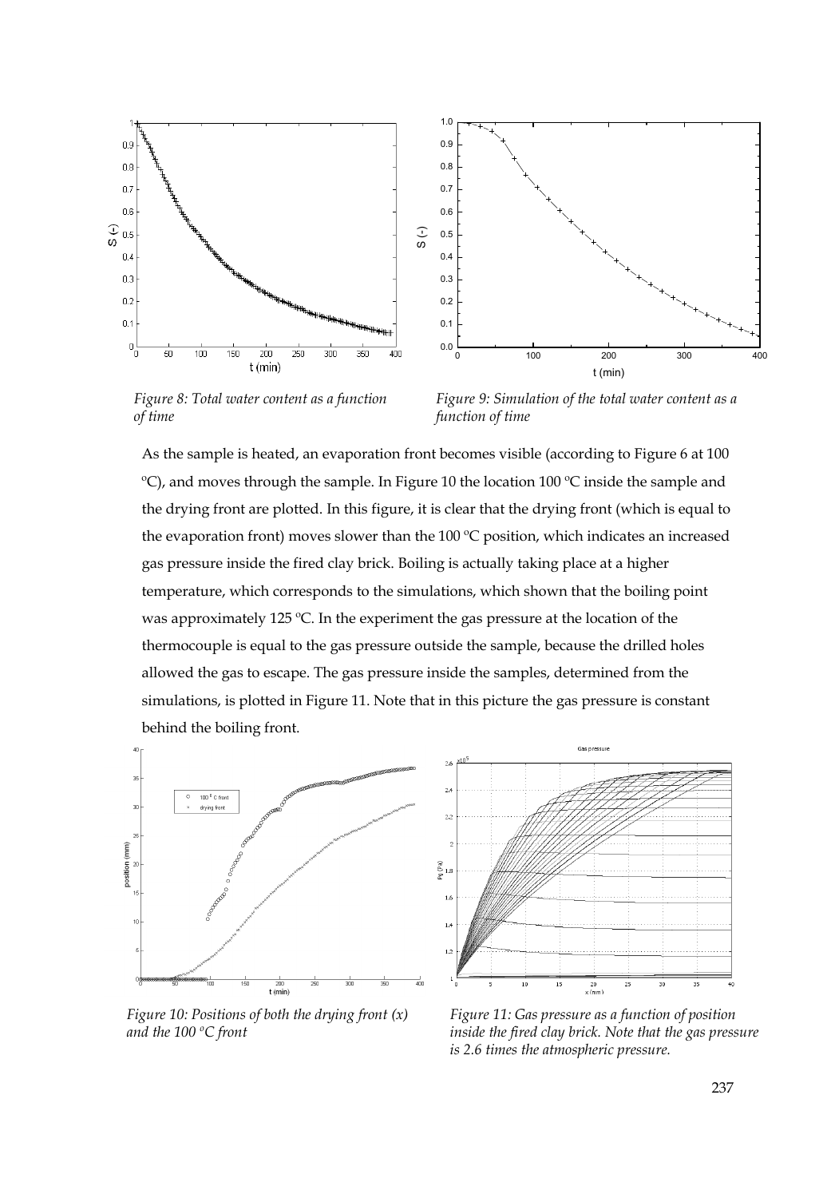*Figure 8: Total water content as a function of time*

*Figure 9: Simulation of the total water content as a function of time*

As the sample is heated, an evaporation front becomes visible (according to Figure 6 at 100 ºC), and moves through the sample. In Figure 10 the location 100 ºC inside the sample and the drying front are plotted. In this figure, it is clear that the drying front (which is equal to the evaporation front) moves slower than the 100 ºC position, which indicates an increased gas pressure inside the fired clay brick. Boiling is actually taking place at a higher temperature, which corresponds to the simulations, which shown that the boiling point was approximately 125 ºC. In the experiment the gas pressure at the location of the thermocouple is equal to the gas pressure outside the sample, because the drilled holes allowed the gas to escape. The gas pressure inside the samples, determined from the simulations, is plotted in Figure 11. Note that in this picture the gas pressure is constant behind the boiling front.

*Figure 10: Positions of both the drying front (x) and the 100 ºC front*

*Figure 11: Gas pressure as a function of position inside the fired clay brick. Note that the gas pressure is 2.6 times the atmospheric pressure.*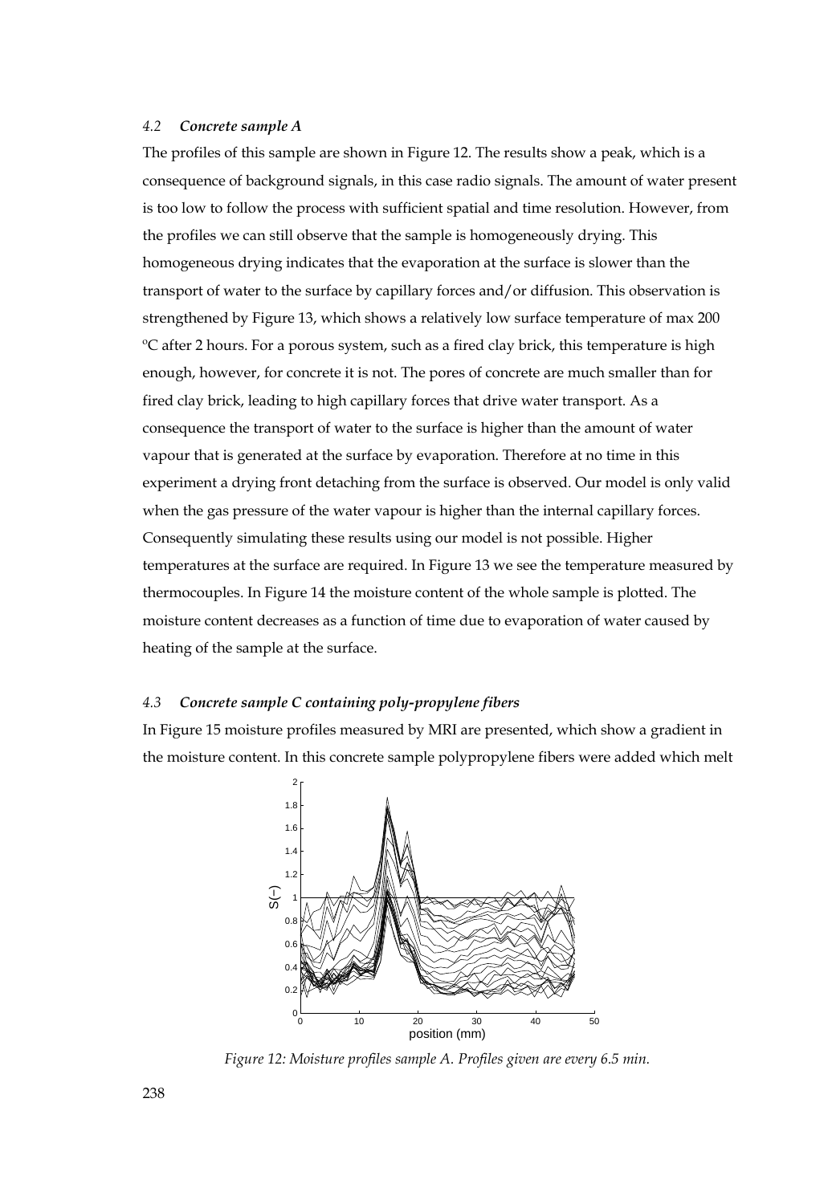### 4.2 *Concrete sample A*

The profiles of this sample are shown in Figure 12. The results show a peak, which is a consequence of background signals, in this case radio signals. The amount of water present is too low to follow the process with sufficient spatial and time resolution. However, from the profiles we can still observe that the sample is homogeneously drying. This homogeneous drying indicates that the evaporation at the surface is slower than the transport of water to the surface by capillary forces and/or diffusion. This observation is strengthened by Figure 13, which shows a relatively low surface temperature of max 200 °C after 2 hours. For a porous system, such as a fired clay brick, this temperature is high enough, however, for concrete it is not. The pores of concrete are much smaller than for fired clay brick, leading to high capillary forces that drive water transport. As a consequence the transport of water to the surface is higher than the amount of water vapour that is generated at the surface by evaporation. Therefore at no time in this experiment a drying front detaching from the surface is observed. Our model is only valid when the gas pressure of the water vapour is higher than the internal capillary forces. Consequently simulating these results using our model is not possible. Higher temperatures at the surface are required. In Figure 13 we see the temperature measured by thermocouples. In Figure 14 the moisture content of the whole sample is plotted. The moisture content decreases as a function of time due to evaporation of water caused by heating of the sample at the surface.

### 4.3 *Concrete sample C containing poly-propylene fibers*

In Figure 15 moisture profiles measured by MRI are presented, which show a gradient in the moisture content. In this concrete sample polypropylene fibers were added which melt

*Figure 12: Moisture profiles sample A. Profiles given are every 6.5 min.*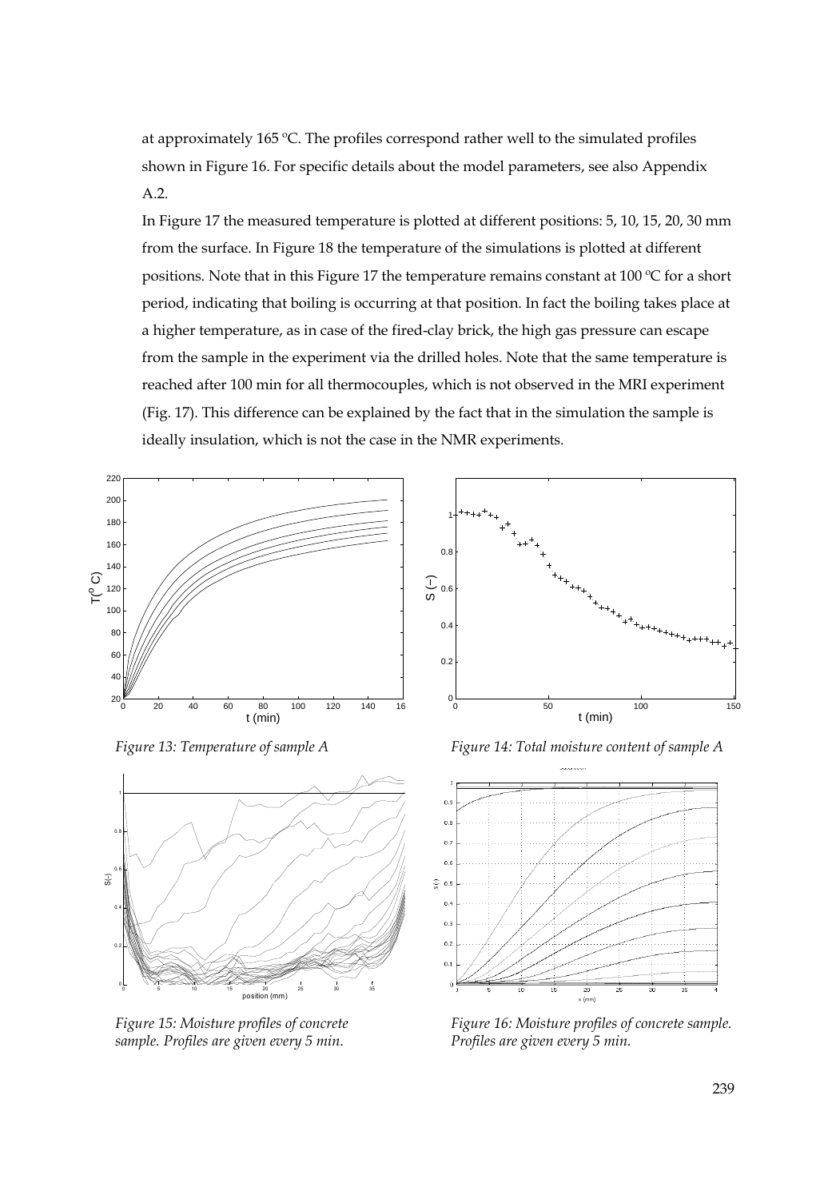at approximately 165 ºC. The profiles correspond rather well to the simulated profiles shown in Figure 16. For specific details about the model parameters, see also Appendix A.2.

In Figure 17 the measured temperature is plotted at different positions: 5, 10, 15, 20, 30 mm from the surface. In Figure 18 the temperature of the simulations is plotted at different positions. Note that in this Figure 17 the temperature remains constant at 100 ºC for a short period, indicating that boiling is occurring at that position. In fact the boiling takes place at a higher temperature, as in case of the fired-clay brick, the high gas pressure can escape from the sample in the experiment via the drilled holes. Note that the same temperature is reached after 100 min for all thermocouples, which is not observed in the MRI experiment (Fig. 17). This difference can be explained by the fact that in the simulation the sample is ideally insulation, which is not the case in the NMR experiments.

*Figure 13: Temperature of sample A*

*Figure 14: Total moisture content of sample A*

*Figure 15: Moisture profiles of concrete sample. Profiles are given every 5 min.*

*Figure 16: Moisture profiles of concrete sample. Profiles are given every 5 min.*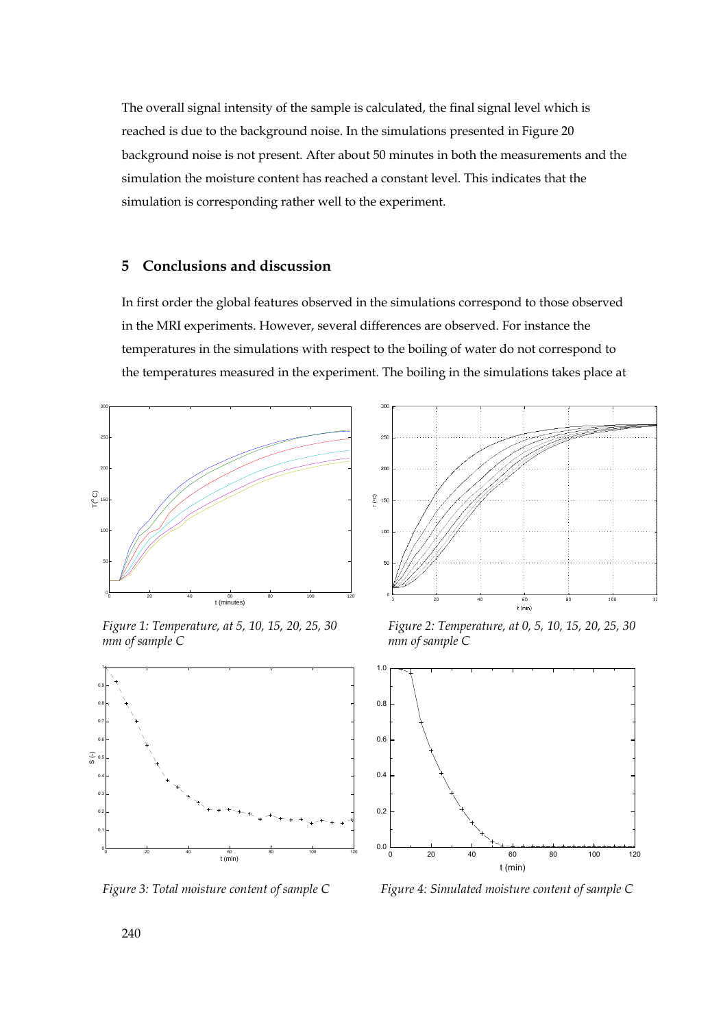The overall signal intensity of the sample is calculated, the final signal level which is reached is due to the background noise. In the simulations presented in Figure 20 background noise is not present. After about 50 minutes in both the measurements and the simulation the moisture content has reached a constant level. This indicates that the simulation is corresponding rather well to the experiment.

## 5 Conclusions and discussion

In first order the global features observed in the simulations correspond to those observed in the MRI experiments. However, several differences are observed. For instance the temperatures in the simulations with respect to the boiling of water do not correspond to the temperatures measured in the experiment. The boiling in the simulations takes place at

*Figure 1: Temperature, at 5, 10, 15, 20, 25, 30 mm of sample C*

*Figure 2: Temperature, at 0, 5, 10, 15, 20, 25, 30 mm of sample C*

*Figure 3: Total moisture content of sample C*

*Figure 4: Simulated moisture content of sample C*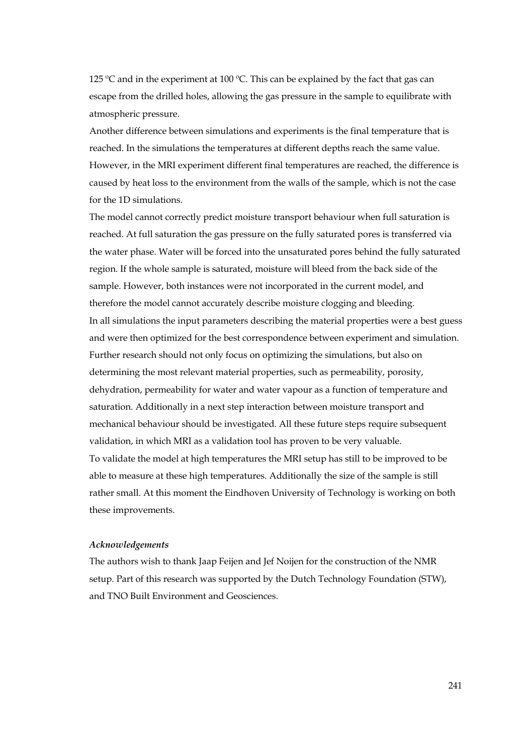125 ºC and in the experiment at 100 ºC. This can be explained by the fact that gas can escape from the drilled holes, allowing the gas pressure in the sample to equilibrate with atmospheric pressure.

Another difference between simulations and experiments is the final temperature that is reached. In the simulations the temperatures at different depths reach the same value. However, in the MRI experiment different final temperatures are reached, the difference is caused by heat loss to the environment from the walls of the sample, which is not the case for the 1D simulations.

The model cannot correctly predict moisture transport behaviour when full saturation is reached. At full saturation the gas pressure on the fully saturated pores is transferred via the water phase. Water will be forced into the unsaturated pores behind the fully saturated region. If the whole sample is saturated, moisture will bleed from the back side of the sample. However, both instances were not incorporated in the current model, and therefore the model cannot accurately describe moisture clogging and bleeding.

In all simulations the input parameters describing the material properties were a best guess and were then optimized for the best correspondence between experiment and simulation. Further research should not only focus on optimizing the simulations, but also on determining the most relevant material properties, such as permeability, porosity, dehydration, permeability for water and water vapour as a function of temperature and saturation. Additionally in a next step interaction between moisture transport and mechanical behaviour should be investigated. All these future steps require subsequent validation, in which MRI as a validation tool has proven to be very valuable.

To validate the model at high temperatures the MRI setup has still to be improved to be able to measure at these high temperatures. Additionally the size of the sample is still rather small. At this moment the Eindhoven University of Technology is working on both these improvements.

***Acknowledgements***

The authors wish to thank Jaap Feijen and Jef Noijen for the construction of the NMR setup. Part of this research was supported by the Dutch Technology Foundation (STW), and TNO Built Environment and Geosciences.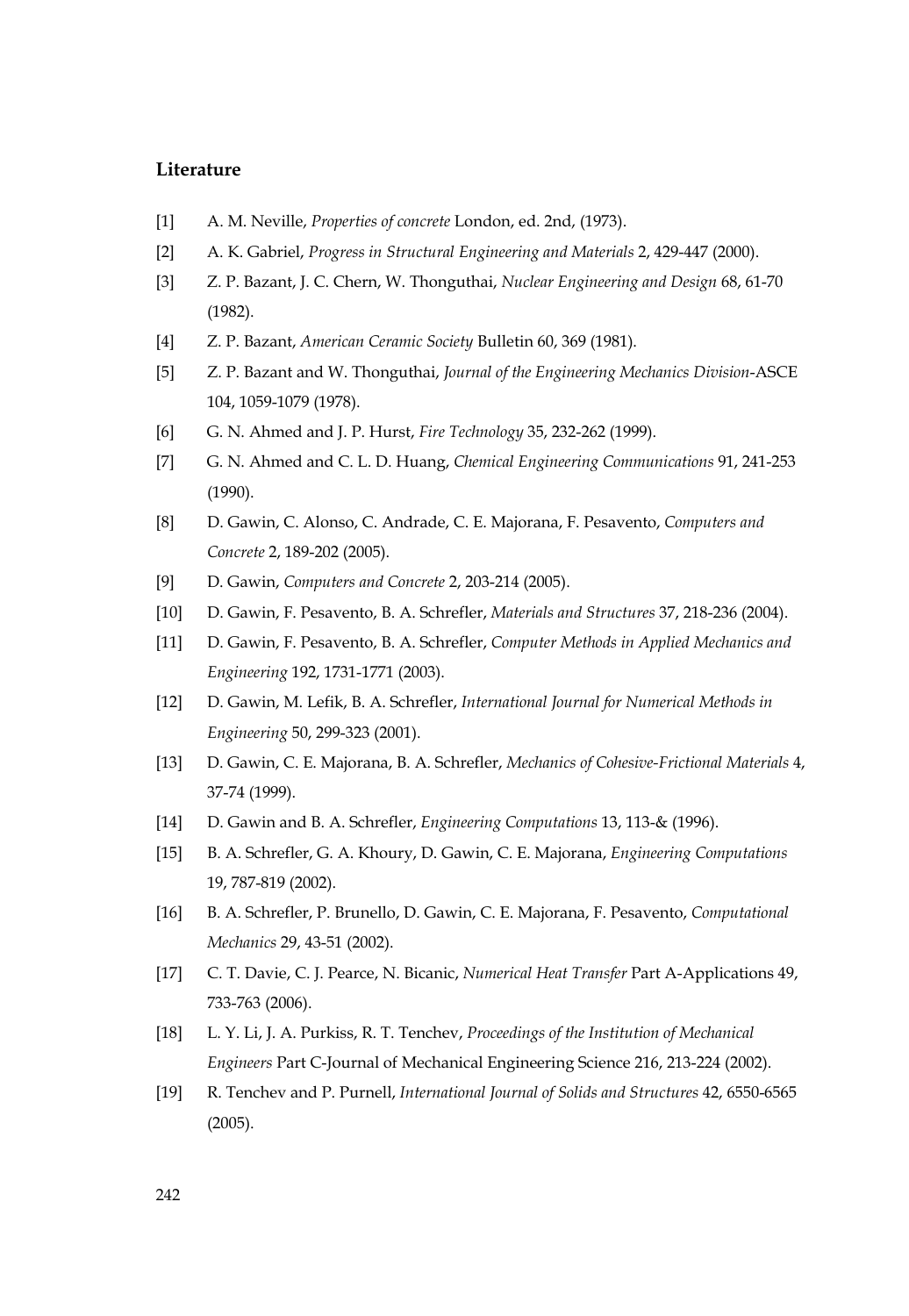## Literature

[1] A. M. Neville, *Properties of concrete* London, ed. 2nd, (1973).

[2] A. K. Gabriel, *Progress in Structural Engineering and Materials* 2, 429-447 (2000).

[3] Z. P. Bazant, J. C. Chern, W. Thonguthai, *Nuclear Engineering and Design* 68, 61-70 (1982).

[4] Z. P. Bazant, *American Ceramic Society* Bulletin 60, 369 (1981).

[5] Z. P. Bazant and W. Thonguthai, *Journal of the Engineering Mechanics Division*-ASCE 104, 1059-1079 (1978).

[6] G. N. Ahmed and J. P. Hurst, *Fire Technology* 35, 232-262 (1999).

[7] G. N. Ahmed and C. L. D. Huang, *Chemical Engineering Communications* 91, 241-253 (1990).

[8] D. Gawin, C. Alonso, C. Andrade, C. E. Majorana, F. Pesavento, *Computers and Concrete* 2, 189-202 (2005).

[9] D. Gawin, *Computers and Concrete* 2, 203-214 (2005).

[10] D. Gawin, F. Pesavento, B. A. Schrefler, *Materials and Structures* 37, 218-236 (2004).

[11] D. Gawin, F. Pesavento, B. A. Schrefler, *Computer Methods in Applied Mechanics and Engineering* 192, 1731-1771 (2003).

[12] D. Gawin, M. Lefik, B. A. Schrefler, *International Journal for Numerical Methods in Engineering* 50, 299-323 (2001).

[13] D. Gawin, C. E. Majorana, B. A. Schrefler, *Mechanics of Cohesive-Frictional Materials* 4, 37-74 (1999).

[14] D. Gawin and B. A. Schrefler, *Engineering Computations* 13, 113-& (1996).

[15] B. A. Schrefler, G. A. Khoury, D. Gawin, C. E. Majorana, *Engineering Computations* 19, 787-819 (2002).

[16] B. A. Schrefler, P. Brunello, D. Gawin, C. E. Majorana, F. Pesavento, *Computational Mechanics* 29, 43-51 (2002).

[17] C. T. Davie, C. J. Pearce, N. Bicanic, *Numerical Heat Transfer* Part A-Applications 49, 733-763 (2006).

[18] L. Y. Li, J. A. Purkiss, R. T. Tenchev, *Proceedings of the Institution of Mechanical Engineers* Part C-Journal of Mechanical Engineering Science 216, 213-224 (2002).

[19] R. Tenchev and P. Purnell, *International Journal of Solids and Structures* 42, 6550-6565 (2005).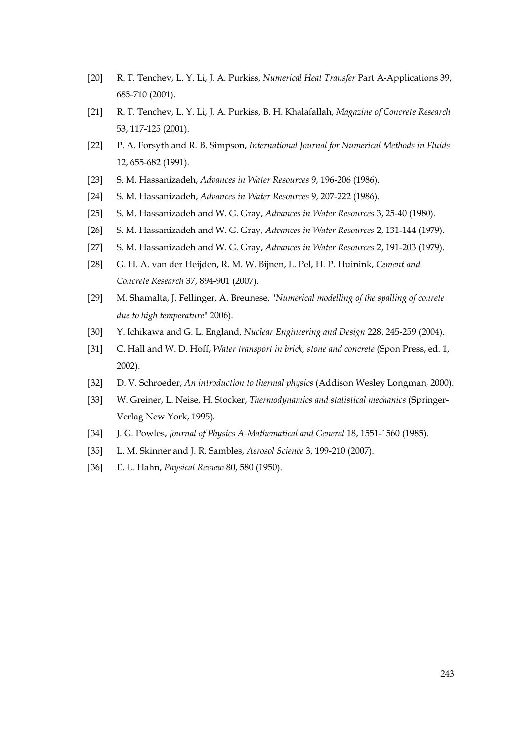[20] R. T. Tenchev, L. Y. Li, J. A. Purkiss, *Numerical Heat Transfer* Part A-Applications 39, 685-710 (2001).

[21] R. T. Tenchev, L. Y. Li, J. A. Purkiss, B. H. Khalafallah, *Magazine of Concrete Research* 53, 117-125 (2001).

[22] P. A. Forsyth and R. B. Simpson, *International Journal for Numerical Methods in Fluids* 12, 655-682 (1991).

[23] S. M. Hassanizadeh, *Advances in Water Resources* 9, 196-206 (1986).

[24] S. M. Hassanizadeh, *Advances in Water Resources* 9, 207-222 (1986).

[25] S. M. Hassanizadeh and W. G. Gray, *Advances in Water Resources* 3, 25-40 (1980).

[26] S. M. Hassanizadeh and W. G. Gray, *Advances in Water Resources* 2, 131-144 (1979).

[27] S. M. Hassanizadeh and W. G. Gray, *Advances in Water Resources* 2, 191-203 (1979).

[28] G. H. A. van der Heijden, R. M. W. Bijnen, L. Pel, H. P. Huinink, *Cement and Concrete Research* 37, 894-901 (2007).

[29] M. Shamalta, J. Fellinger, A. Breunese, "*Numerical modelling of the spalling of conrete due to high temperature*" 2006).

[30] Y. Ichikawa and G. L. England, *Nuclear Engineering and Design* 228, 245-259 (2004).

[31] C. Hall and W. D. Hoff, *Water transport in brick, stone and concrete* (Spon Press, ed. 1, 2002).

[32] D. V. Schroeder, *An introduction to thermal physics* (Addison Wesley Longman, 2000).

[33] W. Greiner, L. Neise, H. Stocker, *Thermodynamics and statistical mechanics* (Springer-Verlag New York, 1995).

[34] J. G. Powles, *Journal of Physics A-Mathematical and General* 18, 1551-1560 (1985).

[35] L. M. Skinner and J. R. Sambles, *Aerosol Science* 3, 199-210 (2007).

[36] E. L. Hahn, *Physical Review* 80, 580 (1950).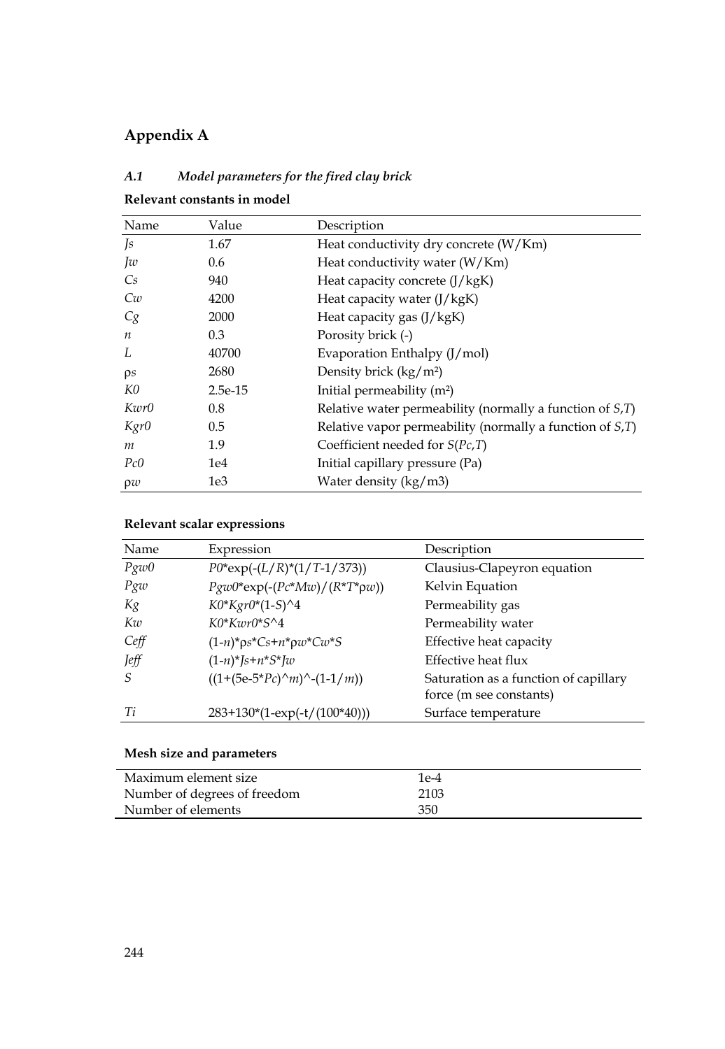# Appendix A

### *A.1 Model parameters for the fired clay brick*

**Relevant constants in model**

| Name | Value | Description |
|---|---|---|
| *Js* | 1.67 | Heat conductivity dry concrete (W/Km) |
| *Jw* | 0.6 | Heat conductivity water (W/Km) |
| *Cs* | 940 | Heat capacity concrete (J/kgK) |
| *Cw* | 4200 | Heat capacity water (J/kgK) |
| *Cg* | 2000 | Heat capacity gas (J/kgK) |
| *n* | 0.3 | Porosity brick (-) |
| *L* | 40700 | Evaporation Enthalpy (J/mol) |
| ρ*s* | 2680 | Density brick (kg/m²) |
| *K0* | 2.5e-15 | Initial permeability (m²) |
| *Kwr0* | 0.8 | Relative water permeability (normally a function of *S*,*T*) |
| *Kgr0* | 0.5 | Relative vapor permeability (normally a function of *S*,*T*) |
| *m* | 1.9 | Coefficient needed for *S*(*Pc*,*T*) |
| *Pc0* | 1e4 | Initial capillary pressure (Pa) |
| ρ*w* | 1e3 | Water density (kg/m3) |

**Relevant scalar expressions**

| Name | Expression | Description |
|---|---|---|
| *Pgw0* | *P0*\*exp(-(*L*/*R*)\*(1/*T*-1/373)) | Clausius-Clapeyron equation |
| *Pgw* | *Pgw0*\*exp(-(*Pc*\**Mw*)/(*R*\**T*\*ρ*w*)) | Kelvin Equation |
| *Kg* | *K0*\**Kgr0*\*(1-*S*)^4 | Permeability gas |
| *Kw* | *K0*\**Kwr0*\**S*^4 | Permeability water |
| *Ceff* | (1-*n*)\*ρ*s*\**Cs*+*n*\*ρ*w*\**Cw*\**S* | Effective heat capacity |
| *Jeff* | (1-*n*)\**Js*+*n*\**S*\**Jw* | Effective heat flux |
| *S* | ((1+(5e-5\**Pc*)^*m*)^-(1-1/*m*)) | Saturation as a function of capillary force (m see constants) |
| *Ti* | 283+130\*(1-exp(-t/(100\*40))) | Surface temperature |

**Mesh size and parameters**

| | |
|---|---|
| Maximum element size | 1e-4 |
| Number of degrees of freedom | 2103 |
| Number of elements | 350 |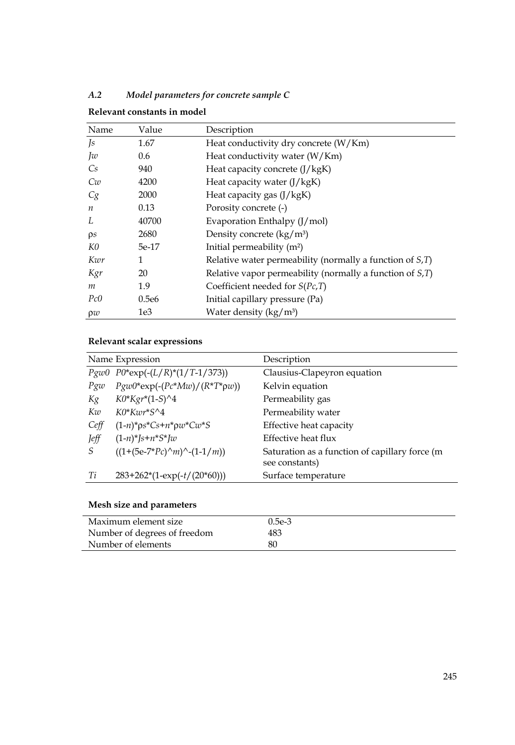### A.2 *Model parameters for concrete sample C*

**Relevant constants in model**

| Name | Value | Description |
|---|---|---|
| *Js* | 1.67 | Heat conductivity dry concrete (W/Km) |
| *Jw* | 0.6 | Heat conductivity water (W/Km) |
| *Cs* | 940 | Heat capacity concrete (J/kgK) |
| *Cw* | 4200 | Heat capacity water (J/kgK) |
| *Cg* | 2000 | Heat capacity gas (J/kgK) |
| *n* | 0.13 | Porosity concrete (-) |
| *L* | 40700 | Evaporation Enthalpy (J/mol) |
| ρ*s* | 2680 | Density concrete (kg/m³) |
| *K0* | 5e-17 | Initial permeability (m²) |
| *Kwr* | 1 | Relative water permeability (normally a function of *S*,*T*) |
| *Kgr* | 20 | Relative vapor permeability (normally a function of *S*,*T*) |
| *m* | 1.9 | Coefficient needed for *S*(*Pc*,*T*) |
| *Pc0* | 0.5e6 | Initial capillary pressure (Pa) |
| ρ*w* | 1e3 | Water density (kg/m³) |

**Relevant scalar expressions**

| Name | Expression | Description |
|---|---|---|
| *Pgw0* | *P0*\*exp(-(*L*/*R*)\*(1/*T*-1/373)) | Clausius-Clapeyron equation |
| *Pgw* | *Pgw0*\*exp(-(*Pc*\*Mw*)/(*R*\*T*\*ρ*w*)) | Kelvin equation |
| *Kg* | *K0*\*Kgr*\*(1-*S*)^4 | Permeability gas |
| *Kw* | *K0*\*Kwr*\*S*^4 | Permeability water |
| *Ceff* | (1-*n*)\*ρ*s*\*Cs*+*n*\*ρ*w*\*Cw*\*S* | Effective heat capacity |
| *Jeff* | (1-*n*)\*Js*+*n*\*S*\*Jw* | Effective heat flux |
| *S* | ((1+(5e-7\*Pc*)^*m*)^-(1-1/*m*)) | Saturation as a function of capillary force (m see constants) |
| *Ti* | 283+262\*(1-exp(-*t*/(20\*60))) | Surface temperature |

**Mesh size and parameters**

| | |
|---|---|
| Maximum element size | 0.5e-3 |
| Number of degrees of freedom | 483 |
| Number of elements | 80 |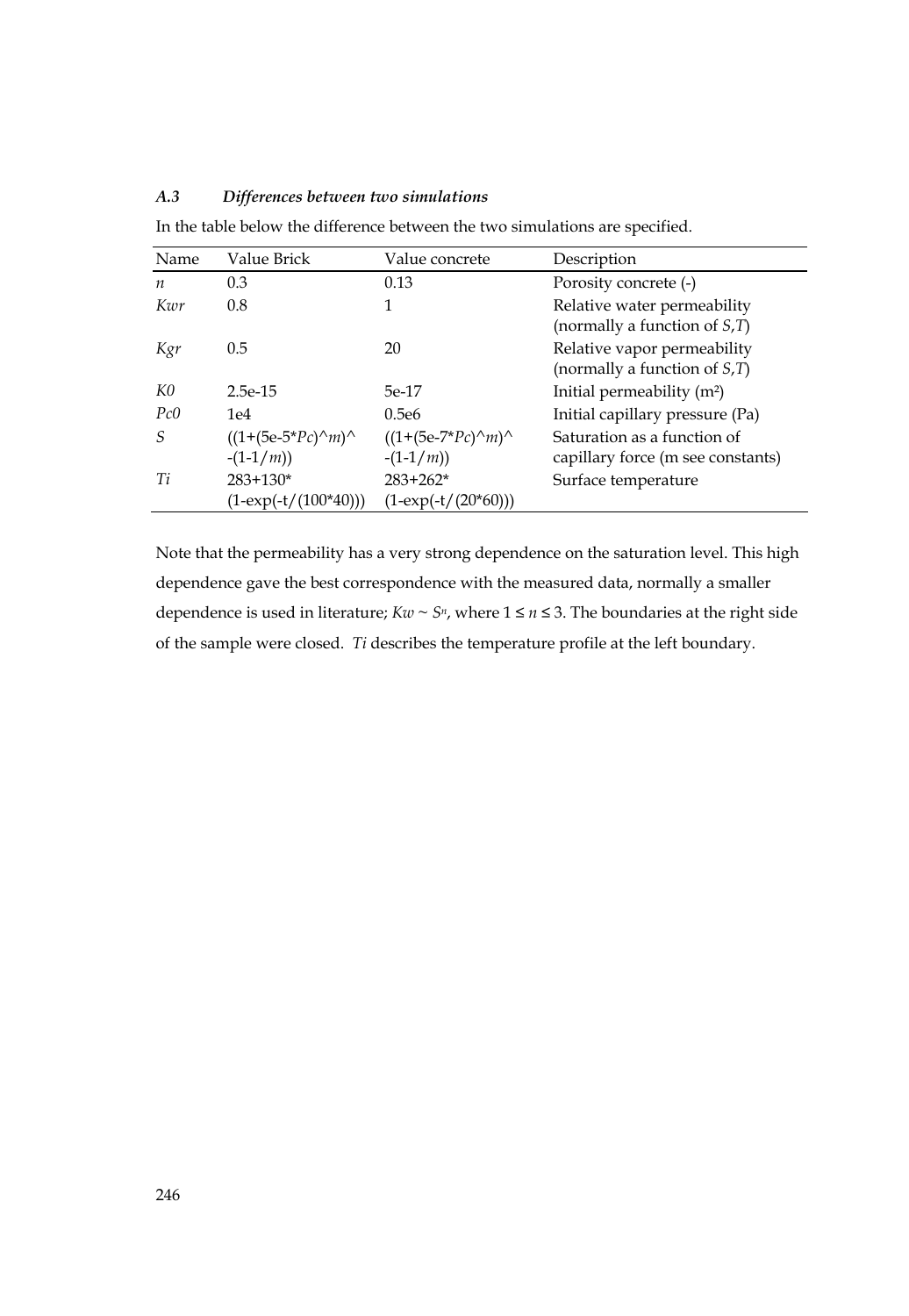### *A.3 Differences between two simulations*

In the table below the difference between the two simulations are specified.

| Name | Value Brick | Value concrete | Description |
|---|---|---|---|
| $n$ | 0.3 | 0.13 | Porosity concrete (-) |
| $Kwr$ | 0.8 | 1 | Relative water permeability (normally a function of $S$,$T$) |
| $Kgr$ | 0.5 | 20 | Relative vapor permeability (normally a function of $S$,$T$) |
| $K0$ | 2.5e-15 | 5e-17 | Initial permeability ($m^2$) |
| $Pc0$ | 1e4 | 0.5e6 | Initial capillary pressure (Pa) |
| $S$ | ((1+(5e-5*$Pc$)^$m$)^ -(1-1/$m$)) | ((1+(5e-7*$Pc$)^$m$)^ -(1-1/$m$)) | Saturation as a function of capillary force (m see constants) |
| $Ti$ | 283+130* (1-exp(-t/(100*40))) | 283+262* (1-exp(-t/(20*60))) | Surface temperature |

Note that the permeability has a very strong dependence on the saturation level. This high dependence gave the best correspondence with the measured data, normally a smaller dependence is used in literature; $Kw \sim S^n$, where $1 \leq n \leq 3$. The boundaries at the right side of the sample were closed. $Ti$ describes the temperature profile at the left boundary.